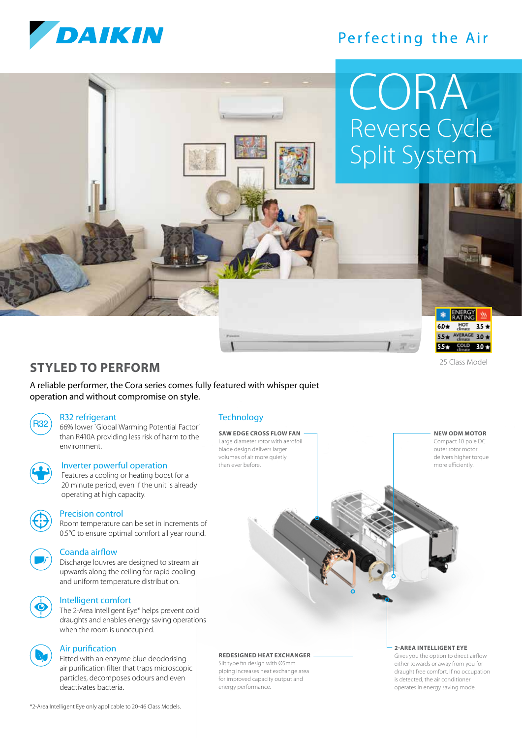# DAIKIN

Perfecting the Air

# CORA

## Reverse Cycle Split System

| ENERGY RATING | | |
|---|---|---|
| 6.0★ | HOT climate | 3.5★ |
| 5.5★ | AVERAGE climate | 3.0★ |
| 5.5★ | COLD climate | 3.0★ |

25 Class Model

## STYLED TO PERFORM

A reliable performer, the Cora series comes fully featured with whisper quiet operation and without compromise on style.

### R32 refrigerant

66% lower 'Global Warming Potential Factor' than R410A providing less risk of harm to the environment.

### Inverter powerful operation

Features a cooling or heating boost for a 20 minute period, even if the unit is already operating at high capacity.

### Precision control

Room temperature can be set in increments of 0.5°C to ensure optimal comfort all year round.

### Coanda airflow

Discharge louvres are designed to stream air upwards along the ceiling for rapid cooling and uniform temperature distribution.

### Intelligent comfort

The 2-Area Intelligent Eye* helps prevent cold draughts and enables energy saving operations when the room is unoccupied.

### Air purification

Fitted with an enzyme blue deodorising air purification filter that traps microscopic particles, decomposes odours and even deactivates bacteria.

### Technology

**SAW EDGE CROSS FLOW FAN**
Large diameter rotor with aerofoil blade design delivers larger volumes of air more quietly than ever before.

**NEW ODM MOTOR**
Compact 10 pole DC outer rotor motor delivers higher torque more efficiently.

**REDESIGNED HEAT EXCHANGER**
Slit type fin design with Ø5mm piping increases heat exchange area for improved capacity output and energy performance.

**2-AREA INTELLIGENT EYE**
Gives you the option to direct airflow either towards or away from you for draught free comfort. If no occupation is detected, the air conditioner operates in energy saving mode.

*2-Area Intelligent Eye only applicable to 20-46 Class Models.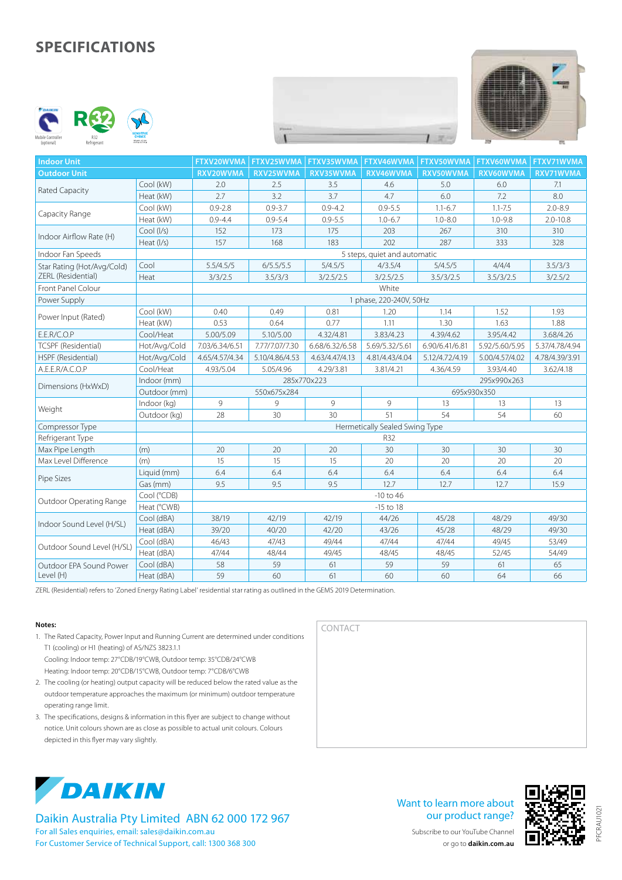# SPECIFICATIONS

Mobile Controller (optional) R32 Refrigerant

| Indoor Unit | | FTXV20WVMA | FTXV25WVMA | FTXV35WVMA | FTXV46WVMA | FTXV50WVMA | FTXV60WVMA | FTXV71WVMA |
|---|---|---|---|---|---|---|---|---|
| Outdoor Unit | | RXV20WVMA | RXV25WVMA | RXV35WVMA | RXV46WVMA | RXV50WVMA | RXV60WVMA | RXV71WVMA |
| Rated Capacity | Cool (kW) | 2.0 | 2.5 | 3.5 | 4.6 | 5.0 | 6.0 | 7.1 |
| | Heat (kW) | 2.7 | 3.2 | 3.7 | 4.7 | 6.0 | 7.2 | 8.0 |
| Capacity Range | Cool (kW) | 0.9-2.8 | 0.9-3.7 | 0.9-4.2 | 0.9-5.5 | 1.1-6.7 | 1.1-7.5 | 2.0-8.9 |
| | Heat (kW) | 0.9-4.4 | 0.9-5.4 | 0.9-5.5 | 1.0-6.7 | 1.0-8.0 | 1.0-9.8 | 2.0-10.8 |
| Indoor Airflow Rate (H) | Cool (l/s) | 152 | 173 | 175 | 203 | 267 | 310 | 310 |
| | Heat (l/s) | 157 | 168 | 183 | 202 | 287 | 333 | 328 |
| Indoor Fan Speeds | | 5 steps, quiet and automatic | | | | | | |
| Star Rating (Hot/Avg/Cold) ZERL (Residential) | Cool | 5.5/4.5/5 | 6/5.5/5.5 | 5/4.5/5 | 4/3.5/4 | 5/4.5/5 | 4/4/4 | 3.5/3/3 |
| | Heat | 3/3/2.5 | 3.5/3/3 | 3/2.5/2.5 | 3/2.5/2.5 | 3.5/3/2.5 | 3.5/3/2.5 | 3/2.5/2 |
| Front Panel Colour | | White | | | | | | |
| Power Supply | | 1 phase, 220-240V, 50Hz | | | | | | |
| Power Input (Rated) | Cool (kW) | 0.40 | 0.49 | 0.81 | 1.20 | 1.14 | 1.52 | 1.93 |
| | Heat (kW) | 0.53 | 0.64 | 0.77 | 1.11 | 1.30 | 1.63 | 1.88 |
| E.E.R/C.O.P | Cool/Heat | 5.00/5.09 | 5.10/5.00 | 4.32/4.81 | 3.83/4.23 | 4.39/4.62 | 3.95/4.42 | 3.68/4.26 |
| TCSPF (Residential) | Hot/Avg/Cold | 7.03/6.34/6.51 | 7.77/7.07/7.30 | 6.68/6.32/6.58 | 5.69/5.32/5.61 | 6.90/6.41/6.81 | 5.92/5.60/5.95 | 5.37/4.78/4.94 |
| HSPF (Residential) | Hot/Avg/Cold | 4.65/4.57/4.34 | 5.10/4.86/4.53 | 4.63/4.47/4.13 | 4.81/4.43/4.04 | 5.12/4.72/4.19 | 5.00/4.57/4.02 | 4.78/4.39/3.91 |
| A.E.E.R/A.C.O.P | Cool/Heat | 4.93/5.04 | 5.05/4.96 | 4.29/3.81 | 3.81/4.21 | 4.36/4.59 | 3.93/4.40 | 3.62/4.18 |
| Dimensions (HxWxD) | Indoor (mm) | 285x770x223 | | | | 295x990x263 | | |
| | Outdoor (mm) | 550x675x284 | | | 695x930x350 | | | |
| Weight | Indoor (kg) | 9 | 9 | 9 | 9 | 13 | 13 | 13 |
| | Outdoor (kg) | 28 | 30 | 30 | 51 | 54 | 54 | 60 |
| Compressor Type | | Hermetically Sealed Swing Type | | | | | | |
| Refrigerant Type | | R32 | | | | | | |
| Max Pipe Length | (m) | 20 | 20 | 20 | 30 | 30 | 30 | 30 |
| Max Level Difference | (m) | 15 | 15 | 15 | 20 | 20 | 20 | 20 |
| Pipe Sizes | Liquid (mm) | 6.4 | 6.4 | 6.4 | 6.4 | 6.4 | 6.4 | 6.4 |
| | Gas (mm) | 9.5 | 9.5 | 9.5 | 12.7 | 12.7 | 12.7 | 15.9 |
| Outdoor Operating Range | Cool (°CDB) | -10 to 46 | | | | | | |
| | Heat (°CWB) | -15 to 18 | | | | | | |
| Indoor Sound Level (H/SL) | Cool (dBA) | 38/19 | 42/19 | 42/19 | 44/26 | 45/28 | 48/29 | 49/30 |
| | Heat (dBA) | 39/20 | 40/20 | 42/20 | 43/26 | 45/28 | 48/29 | 49/30 |
| Outdoor Sound Level (H/SL) | Cool (dBA) | 46/43 | 47/43 | 49/44 | 47/44 | 47/44 | 49/45 | 53/49 |
| | Heat (dBA) | 47/44 | 48/44 | 49/45 | 48/45 | 48/45 | 52/45 | 54/49 |
| Outdoor EPA Sound Power Level (H) | Cool (dBA) | 58 | 59 | 61 | 59 | 59 | 61 | 65 |
| | Heat (dBA) | 59 | 60 | 61 | 60 | 60 | 64 | 66 |

ZERL (Residential) refers to 'Zoned Energy Rating Label' residential star rating as outlined in the GEMS 2019 Determination.

**Notes:**

1. The Rated Capacity, Power Input and Running Current are determined under conditions T1 (cooling) or H1 (heating) of AS/NZS 3823.1.1
   Cooling: Indoor temp: 27°CDB/19°CWB, Outdoor temp: 35°CDB/24°CWB
   Heating: Indoor temp: 20°CDB/15°CWB, Outdoor temp: 7°CDB/6°CWB
2. The cooling (or heating) output capacity will be reduced below the rated value as the outdoor temperature approaches the maximum (or minimum) outdoor temperature operating range limit.
3. The specifications, designs & information in this flyer are subject to change without notice. Unit colours shown are as close as possible to actual unit colours. Colours depicted in this flyer may vary slightly.

CONTACT

DAIKIN

Daikin Australia Pty Limited ABN 62 000 172 967

For all Sales enquiries, email: sales@daikin.com.au

For Customer Service of Technical Support, call: 1300 368 300

Want to learn more about our product range?

Subscribe to our YouTube Channel or go to **daikin.com.au**

PFCRAU1021